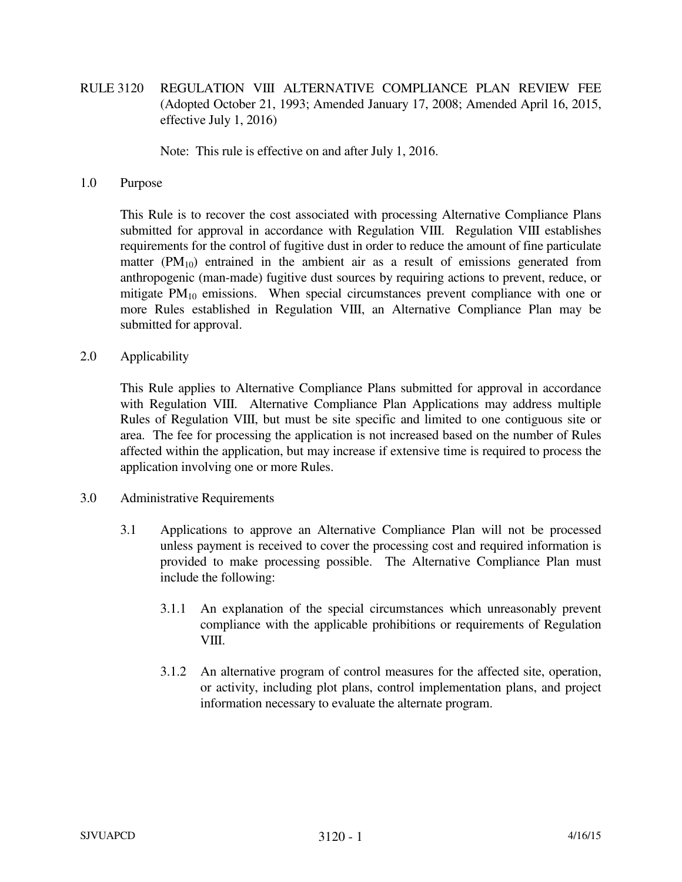# RULE 3120 REGULATION VIII ALTERNATIVE COMPLIANCE PLAN REVIEW FEE (Adopted October 21, 1993; Amended January 17, 2008; Amended April 16, 2015, effective July 1, 2016)

Note: This rule is effective on and after July 1, 2016.

## 1.0 Purpose

This Rule is to recover the cost associated with processing Alternative Compliance Plans submitted for approval in accordance with Regulation VIII. Regulation VIII establishes requirements for the control of fugitive dust in order to reduce the amount of fine particulate matter ($PM_{10}$) entrained in the ambient air as a result of emissions generated from anthropogenic (man-made) fugitive dust sources by requiring actions to prevent, reduce, or mitigate $PM_{10}$ emissions. When special circumstances prevent compliance with one or more Rules established in Regulation VIII, an Alternative Compliance Plan may be submitted for approval.

## 2.0 Applicability

This Rule applies to Alternative Compliance Plans submitted for approval in accordance with Regulation VIII. Alternative Compliance Plan Applications may address multiple Rules of Regulation VIII, but must be site specific and limited to one contiguous site or area. The fee for processing the application is not increased based on the number of Rules affected within the application, but may increase if extensive time is required to process the application involving one or more Rules.

## 3.0 Administrative Requirements

3.1 Applications to approve an Alternative Compliance Plan will not be processed unless payment is received to cover the processing cost and required information is provided to make processing possible. The Alternative Compliance Plan must include the following:

3.1.1 An explanation of the special circumstances which unreasonably prevent compliance with the applicable prohibitions or requirements of Regulation VIII.

3.1.2 An alternative program of control measures for the affected site, operation, or activity, including plot plans, control implementation plans, and project information necessary to evaluate the alternate program.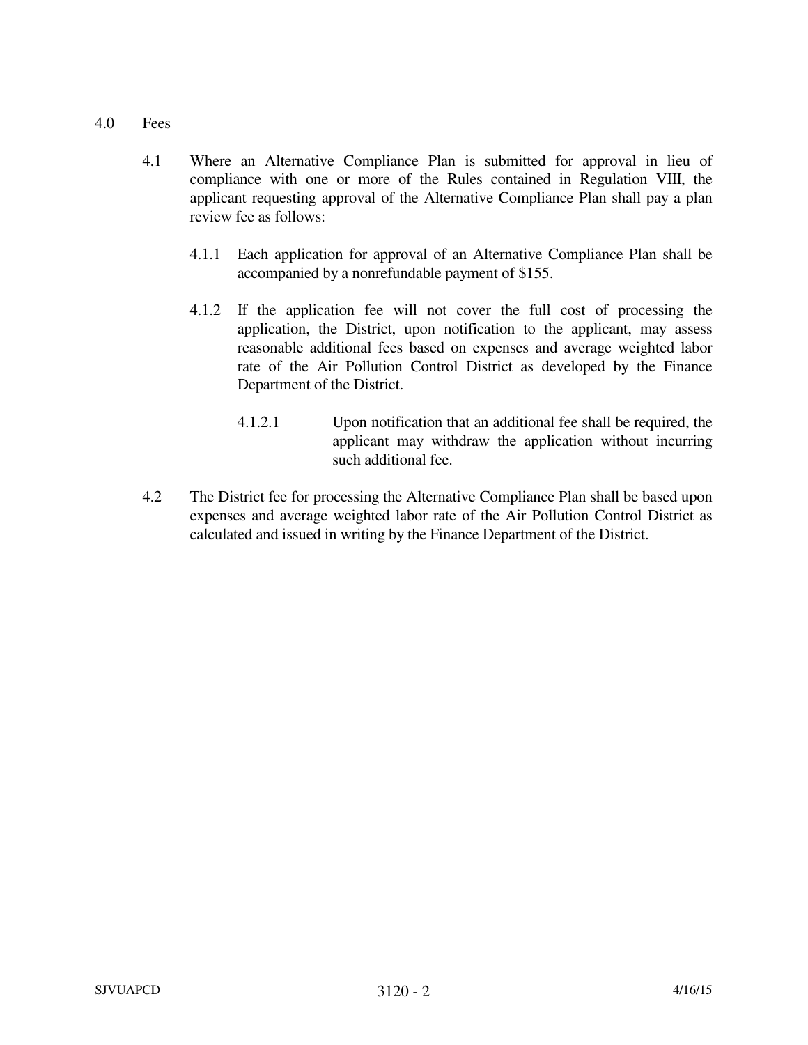## 4.0 Fees

4.1 Where an Alternative Compliance Plan is submitted for approval in lieu of compliance with one or more of the Rules contained in Regulation VIII, the applicant requesting approval of the Alternative Compliance Plan shall pay a plan review fee as follows:

4.1.1 Each application for approval of an Alternative Compliance Plan shall be accompanied by a nonrefundable payment of $155.

4.1.2 If the application fee will not cover the full cost of processing the application, the District, upon notification to the applicant, may assess reasonable additional fees based on expenses and average weighted labor rate of the Air Pollution Control District as developed by the Finance Department of the District.

4.1.2.1 Upon notification that an additional fee shall be required, the applicant may withdraw the application without incurring such additional fee.

4.2 The District fee for processing the Alternative Compliance Plan shall be based upon expenses and average weighted labor rate of the Air Pollution Control District as calculated and issued in writing by the Finance Department of the District.